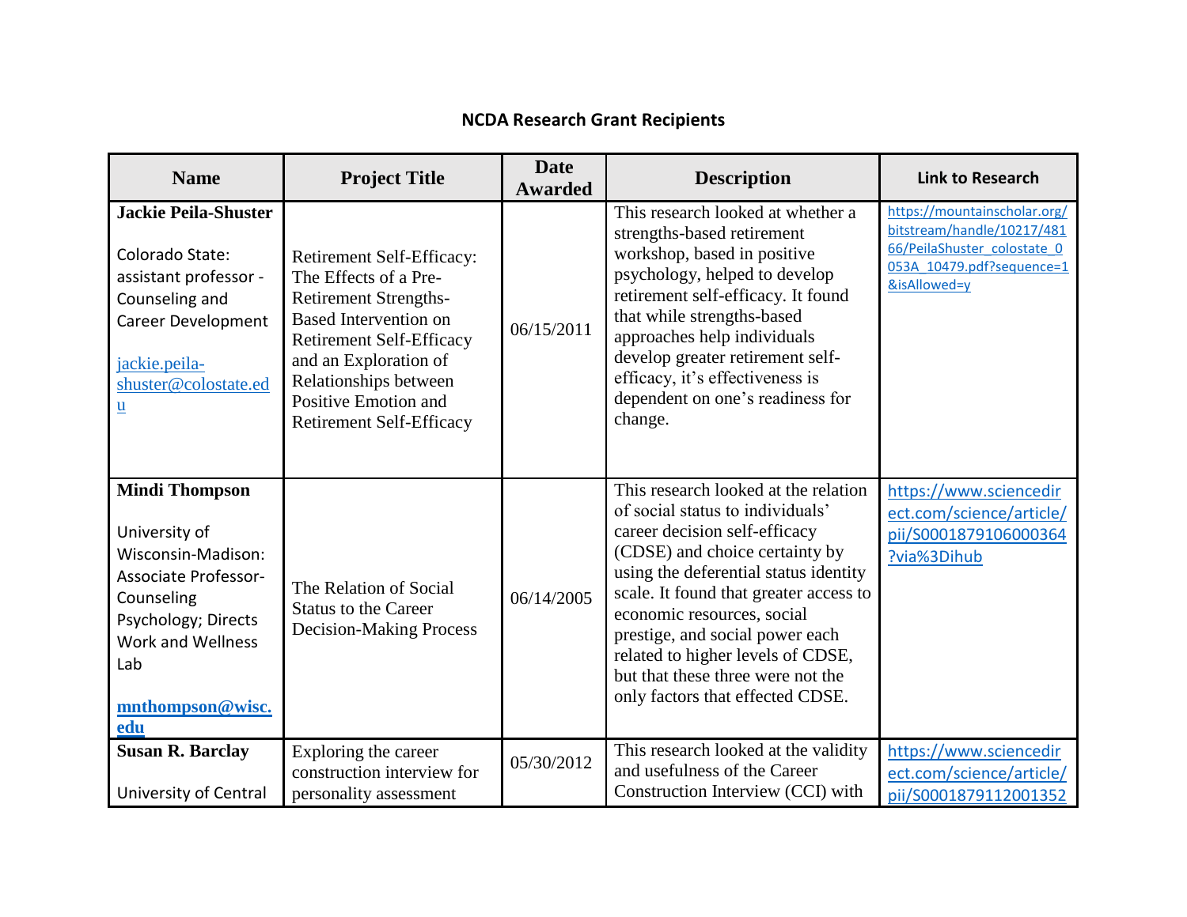## NCDA Research Grant Recipients

| Name | Project Title | Date Awarded | Description | Link to Research |
|---|---|---|---|---|
| **Jackie Peila-Shuster**<br><br>Colorado State: assistant professor - Counseling and Career Development<br><br>jackie.peila-shuster@colostate.edu | Retirement Self-Efficacy: The Effects of a Pre-Retirement Strengths-Based Intervention on Retirement Self-Efficacy and an Exploration of Relationships between Positive Emotion and Retirement Self-Efficacy | 06/15/2011 | This research looked at whether a strengths-based retirement workshop, based in positive psychology, helped to develop retirement self-efficacy. It found that while strengths-based approaches help individuals develop greater retirement self-efficacy, it's effectiveness is dependent on one's readiness for change. | https://mountainscholar.org/bitstream/handle/10217/48166/PeilaShuster_colostate_0053A_10479.pdf?sequence=1&isAllowed=y |
| **Mindi Thompson**<br><br>University of Wisconsin-Madison: Associate Professor-Counseling Psychology; Directs Work and Wellness Lab<br><br>**mnthompson@wisc.edu** | The Relation of Social Status to the Career Decision-Making Process | 06/14/2005 | This research looked at the relation of social status to individuals' career decision self-efficacy (CDSE) and choice certainty by using the deferential status identity scale. It found that greater access to economic resources, social prestige, and social power each related to higher levels of CDSE, but that these three were not the only factors that effected CDSE. | https://www.sciencedirect.com/science/article/pii/S0001879106000364?via%3Dihub |
| **Susan R. Barclay**<br><br>University of Central | Exploring the career construction interview for personality assessment | 05/30/2012 | This research looked at the validity and usefulness of the Career Construction Interview (CCI) with | https://www.sciencedirect.com/science/article/pii/S0001879112001352 |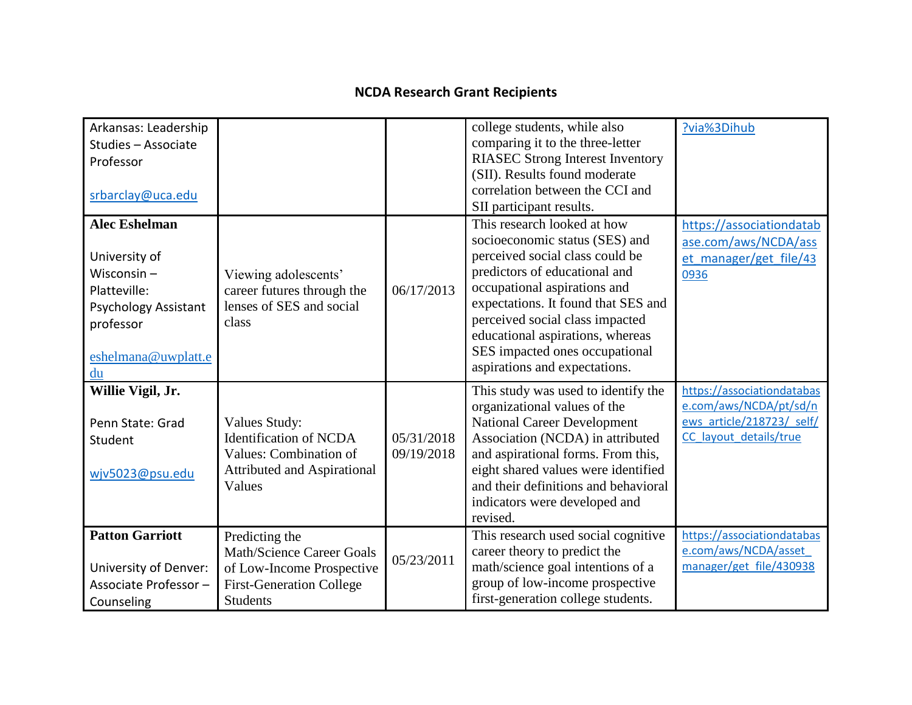## NCDA Research Grant Recipients

| | | | | |
|---|---|---|---|---|
| Arkansas: Leadership Studies – Associate Professor<br><br>srbarclay@uca.edu | | | college students, while also comparing it to the three-letter RIASEC Strong Interest Inventory (SII). Results found moderate correlation between the CCI and SII participant results. | ?via%3Dihub |
| **Alec Eshelman**<br><br>University of Wisconsin – Platteville: Psychology Assistant professor<br><br>eshelmana@uwplatt.edu | Viewing adolescents' career futures through the lenses of SES and social class | 06/17/2013 | This research looked at how socioeconomic status (SES) and perceived social class could be predictors of educational and occupational aspirations and expectations. It found that SES and perceived social class impacted educational aspirations, whereas SES impacted ones occupational aspirations and expectations. | https://associationdatabase.com/aws/NCDA/asset_manager/get_file/430936 |
| **Willie Vigil, Jr.**<br><br>Penn State: Grad Student<br><br>wjv5023@psu.edu | Values Study: Identification of NCDA Values: Combination of Attributed and Aspirational Values | 05/31/2018<br>09/19/2018 | This study was used to identify the organizational values of the National Career Development Association (NCDA) in attributed and aspirational forms. From this, eight shared values were identified and their definitions and behavioral indicators were developed and revised. | https://associationdatabase.com/aws/NCDA/pt/sd/news_article/218723/_self/CC_layout_details/true |
| **Patton Garriott**<br><br>University of Denver: Associate Professor – Counseling | Predicting the Math/Science Career Goals of Low-Income Prospective First-Generation College Students | 05/23/2011 | This research used social cognitive career theory to predict the math/science goal intentions of a group of low-income prospective first-generation college students. | https://associationdatabase.com/aws/NCDA/asset_manager/get_file/430938 |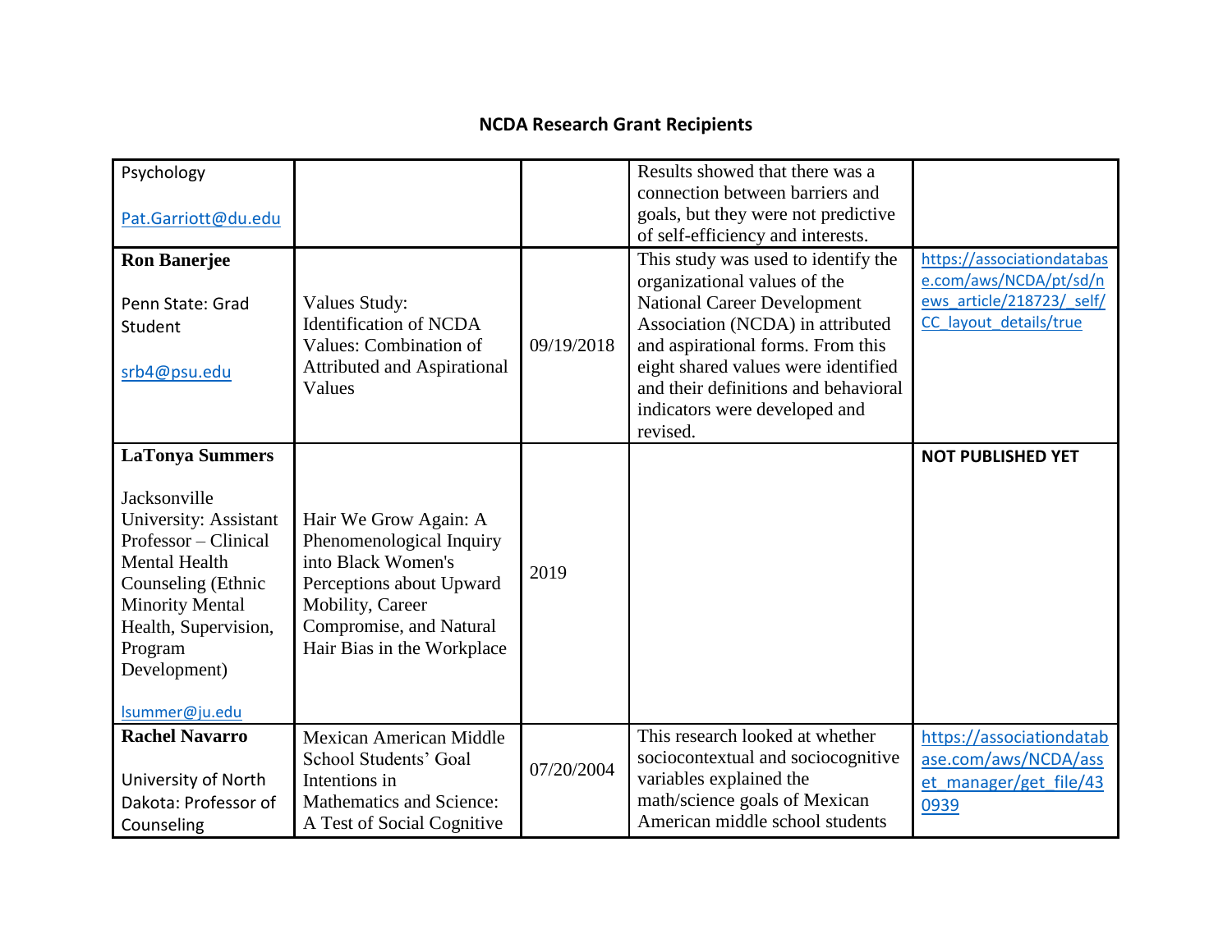## NCDA Research Grant Recipients

| | | | | |
|---|---|---|---|---|
| Psychology<br><br>Pat.Garriott@du.edu | | | Results showed that there was a connection between barriers and goals, but they were not predictive of self-efficiency and interests. | |
| **Ron Banerjee**<br><br>Penn State: Grad Student<br><br>srb4@psu.edu | Values Study: Identification of NCDA Values: Combination of Attributed and Aspirational Values | 09/19/2018 | This study was used to identify the organizational values of the National Career Development Association (NCDA) in attributed and aspirational forms. From this eight shared values were identified and their definitions and behavioral indicators were developed and revised. | https://associationdatabase.com/aws/NCDA/pt/sd/news_article/218723/_self/CC_layout_details/true |
| **LaTonya Summers**<br><br>Jacksonville University: Assistant Professor – Clinical Mental Health Counseling (Ethnic Minority Mental Health, Supervision, Program Development)<br><br>lsummer@ju.edu | Hair We Grow Again: A Phenomenological Inquiry into Black Women's Perceptions about Upward Mobility, Career Compromise, and Natural Hair Bias in the Workplace | 2019 | | **NOT PUBLISHED YET** |
| **Rachel Navarro**<br><br>University of North Dakota: Professor of Counseling | Mexican American Middle School Students' Goal Intentions in Mathematics and Science: A Test of Social Cognitive | 07/20/2004 | This research looked at whether sociocontextual and sociocognitive variables explained the math/science goals of Mexican American middle school students | https://associationdatabase.com/aws/NCDA/asset_manager/get_file/430939 |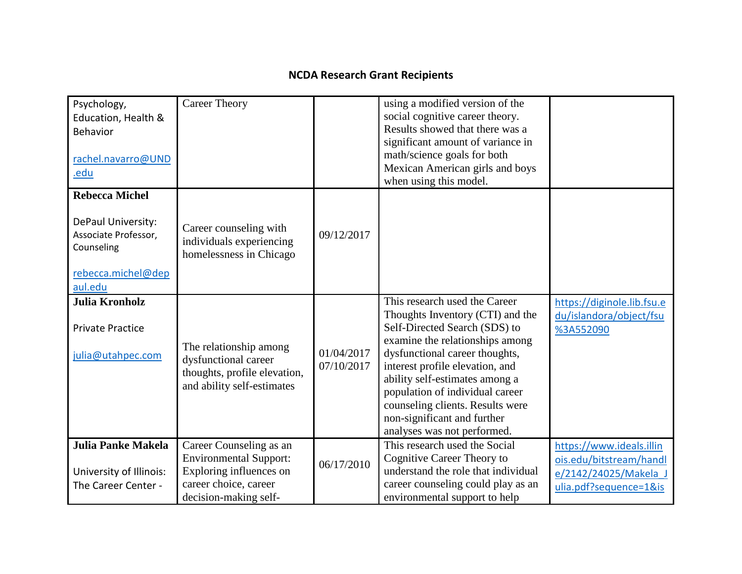## NCDA Research Grant Recipients

| | | | | |
|---|---|---|---|---|
| Psychology, Education, Health & Behavior<br><br>rachel.navarro@UND.edu | Career Theory | | using a modified version of the social cognitive career theory. Results showed that there was a significant amount of variance in math/science goals for both Mexican American girls and boys when using this model. | |
| **Rebecca Michel**<br><br>DePaul University: Associate Professor, Counseling<br><br>rebecca.michel@depaul.edu | Career counseling with individuals experiencing homelessness in Chicago | 09/12/2017 | | |
| **Julia Kronholz**<br><br>Private Practice<br><br>julia@utahpec.com | The relationship among dysfunctional career thoughts, profile elevation, and ability self-estimates | 01/04/2017<br>07/10/2017 | This research used the Career Thoughts Inventory (CTI) and the Self-Directed Search (SDS) to examine the relationships among dysfunctional career thoughts, interest profile elevation, and ability self-estimates among a population of individual career counseling clients. Results were non-significant and further analyses was not performed. | https://diginole.lib.fsu.edu/islandora/object/fsu%3A552090 |
| **Julia Panke Makela**<br><br>University of Illinois: The Career Center - | Career Counseling as an Environmental Support: Exploring influences on career choice, career decision-making self- | 06/17/2010 | This research used the Social Cognitive Career Theory to understand the role that individual career counseling could play as an environmental support to help | https://www.ideals.illinois.edu/bitstream/handle/2142/24025/Makela_Julia.pdf?sequence=1&is |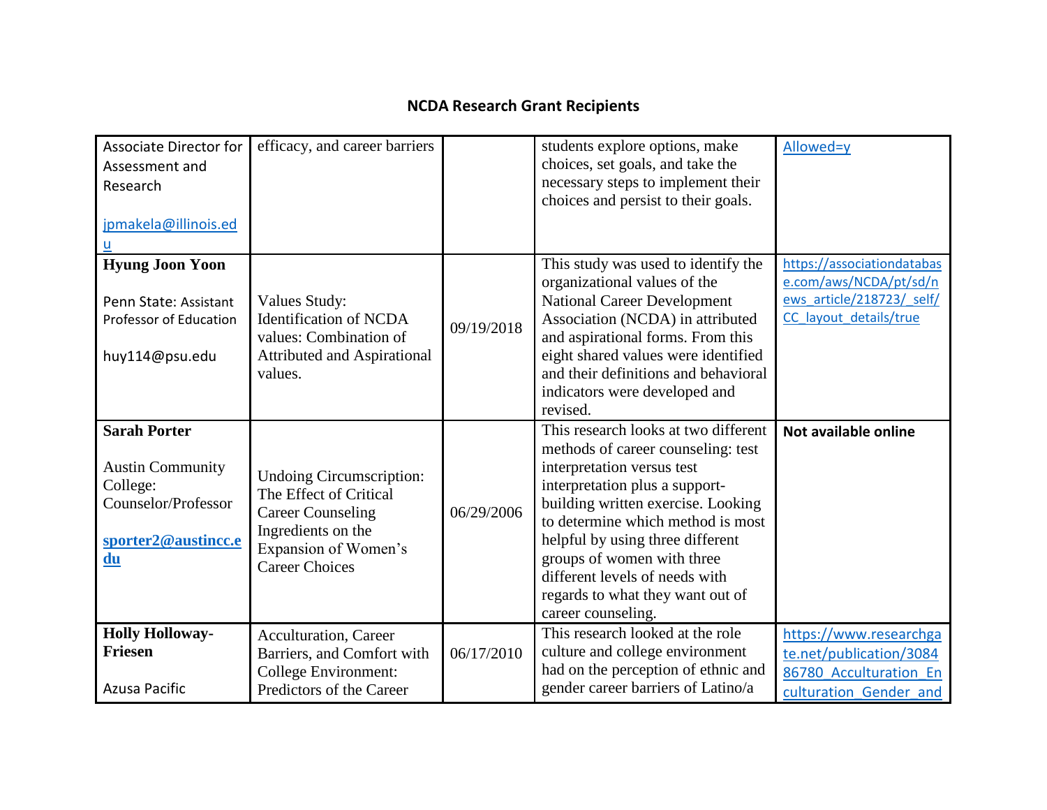## NCDA Research Grant Recipients

| | | | | |
|---|---|---|---|---|
| Associate Director for Assessment and Research<br><br>jpmakela@illinois.edu | efficacy, and career barriers | | students explore options, make choices, set goals, and take the necessary steps to implement their choices and persist to their goals. | Allowed=y |
| **Hyung Joon Yoon**<br><br>Penn State: Assistant Professor of Education<br><br>huy114@psu.edu | Values Study: Identification of NCDA values: Combination of Attributed and Aspirational values. | 09/19/2018 | This study was used to identify the organizational values of the National Career Development Association (NCDA) in attributed and aspirational forms. From this eight shared values were identified and their definitions and behavioral indicators were developed and revised. | https://associationdatabase.com/aws/NCDA/pt/sd/news_article/218723/_self/CC_layout_details/true |
| **Sarah Porter**<br><br>Austin Community College: Counselor/Professor<br><br>**sporter2@austincc.edu** | Undoing Circumscription: The Effect of Critical Career Counseling Ingredients on the Expansion of Women's Career Choices | 06/29/2006 | This research looks at two different methods of career counseling: test interpretation versus test interpretation plus a support-building written exercise. Looking to determine which method is most helpful by using three different groups of women with three different levels of needs with regards to what they want out of career counseling. | **Not available online** |
| **Holly Holloway-Friesen**<br><br>Azusa Pacific | Acculturation, Career Barriers, and Comfort with College Environment: Predictors of the Career | 06/17/2010 | This research looked at the role culture and college environment had on the perception of ethnic and gender career barriers of Latino/a | https://www.researchgate.net/publication/308486780_Acculturation_Enculturation_Gender_and |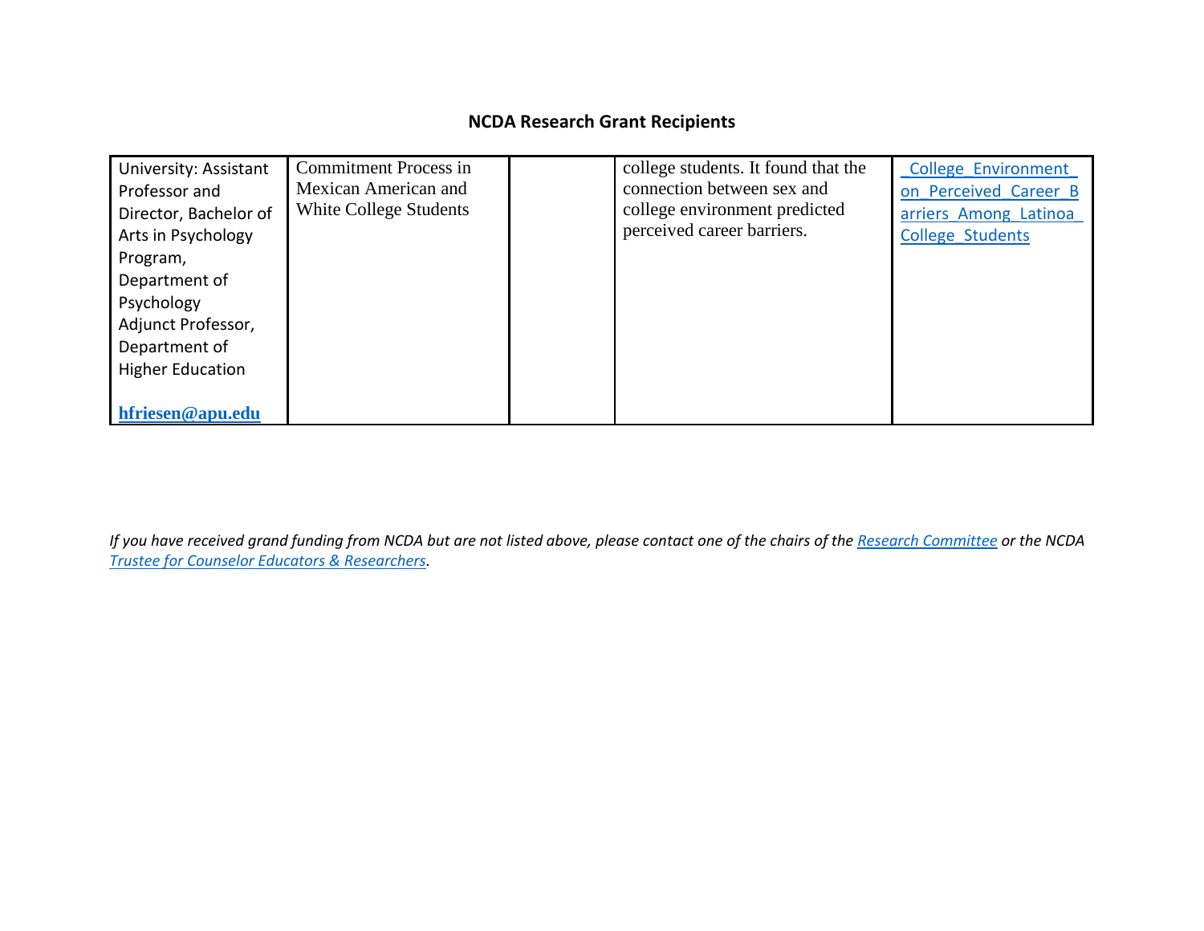## NCDA Research Grant Recipients

| | | | | |
|---|---|---|---|---|
| University: Assistant Professor and Director, Bachelor of Arts in Psychology Program, Department of Psychology Adjunct Professor, Department of Higher Education<br><br>**hfriesen@apu.edu** | Commitment Process in Mexican American and White College Students | | college students. It found that the connection between sex and college environment predicted perceived career barriers. | _College_Environment_on_Perceived_Career_Barriers_Among_Latinoa_College_Students |

*If you have received grand funding from NCDA but are not listed above, please contact one of the chairs of the Research Committee or the NCDA Trustee for Counselor Educators & Researchers.*